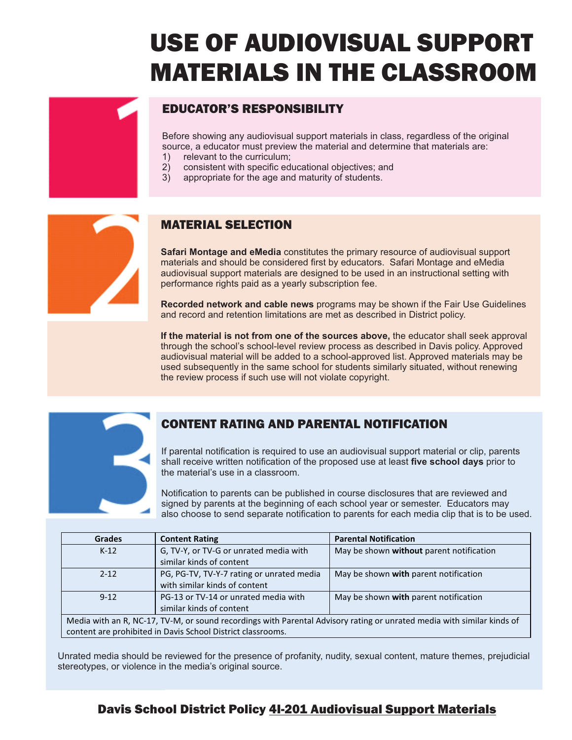# USE OF AUDIOVISUAL SUPPORT MATERIALS IN THE CLASSROOM

## 1 EDUCATOR'S RESPONSIBILITY

Before showing any audiovisual support materials in class, regardless of the original source, a educator must preview the material and determine that materials are:

1) relevant to the curriculum;
2) consistent with specific educational objectives; and
3) appropriate for the age and maturity of students.

## 2 MATERIAL SELECTION

**Safari Montage and eMedia** constitutes the primary resource of audiovisual support materials and should be considered first by educators. Safari Montage and eMedia audiovisual support materials are designed to be used in an instructional setting with performance rights paid as a yearly subscription fee.

**Recorded network and cable news** programs may be shown if the Fair Use Guidelines and record and retention limitations are met as described in District policy.

**If the material is not from one of the sources above,** the educator shall seek approval through the school's school-level review process as described in Davis policy. Approved audiovisual material will be added to a school-approved list. Approved materials may be used subsequently in the same school for students similarly situated, without renewing the review process if such use will not violate copyright.

## 3 CONTENT RATING AND PARENTAL NOTIFICATION

If parental notification is required to use an audiovisual support material or clip, parents shall receive written notification of the proposed use at least **five school days** prior to the material's use in a classroom.

Notification to parents can be published in course disclosures that are reviewed and signed by parents at the beginning of each school year or semester. Educators may also choose to send separate notification to parents for each media clip that is to be used.

| Grades | Content Rating | Parental Notification |
|---|---|---|
| K-12 | G, TV-Y, or TV-G or unrated media with similar kinds of content | May be shown **without** parent notification |
| 2-12 | PG, PG-TV, TV-Y-7 rating or unrated media with similar kinds of content | May be shown **with** parent notification |
| 9-12 | PG-13 or TV-14 or unrated media with similar kinds of content | May be shown **with** parent notification |
| Media with an R, NC-17, TV-M, or sound recordings with Parental Advisory rating or unrated media with similar kinds of content are prohibited in Davis School District classrooms. | | |

Unrated media should be reviewed for the presence of profanity, nudity, sexual content, mature themes, prejudicial stereotypes, or violence in the media's original source.

**Davis School District Policy 4I-201 Audiovisual Support Materials**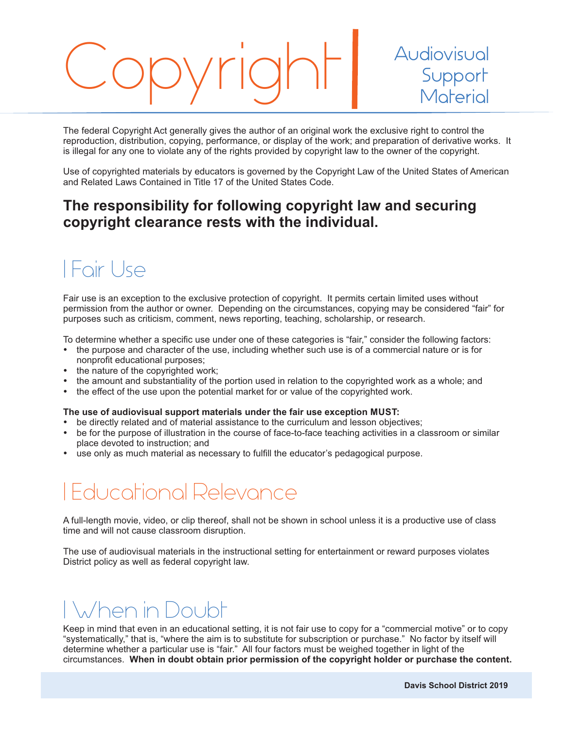# Copyright | Audiovisual Support Material

The federal Copyright Act generally gives the author of an original work the exclusive right to control the reproduction, distribution, copying, performance, or display of the work; and preparation of derivative works. It is illegal for any one to violate any of the rights provided by copyright law to the owner of the copyright.

Use of copyrighted materials by educators is governed by the Copyright Law of the United States of American and Related Laws Contained in Title 17 of the United States Code.

**The responsibility for following copyright law and securing copyright clearance rests with the individual.**

## | Fair Use

Fair use is an exception to the exclusive protection of copyright. It permits certain limited uses without permission from the author or owner. Depending on the circumstances, copying may be considered "fair" for purposes such as criticism, comment, news reporting, teaching, scholarship, or research.

To determine whether a specific use under one of these categories is "fair," consider the following factors:

- the purpose and character of the use, including whether such use is of a commercial nature or is for nonprofit educational purposes;
- the nature of the copyrighted work;
- the amount and substantiality of the portion used in relation to the copyrighted work as a whole; and
- the effect of the use upon the potential market for or value of the copyrighted work.

**The use of audiovisual support materials under the fair use exception MUST:**

- be directly related and of material assistance to the curriculum and lesson objectives;
- be for the purpose of illustration in the course of face-to-face teaching activities in a classroom or similar place devoted to instruction; and
- use only as much material as necessary to fulfill the educator's pedagogical purpose.

## | Educational Relevance

A full-length movie, video, or clip thereof, shall not be shown in school unless it is a productive use of class time and will not cause classroom disruption.

The use of audiovisual materials in the instructional setting for entertainment or reward purposes violates District policy as well as federal copyright law.

## | When in Doubt

Keep in mind that even in an educational setting, it is not fair use to copy for a "commercial motive" or to copy "systematically," that is, "where the aim is to substitute for subscription or purchase." No factor by itself will determine whether a particular use is "fair." All four factors must be weighed together in light of the circumstances. **When in doubt obtain prior permission of the copyright holder or purchase the content.**

**Davis School District 2019**